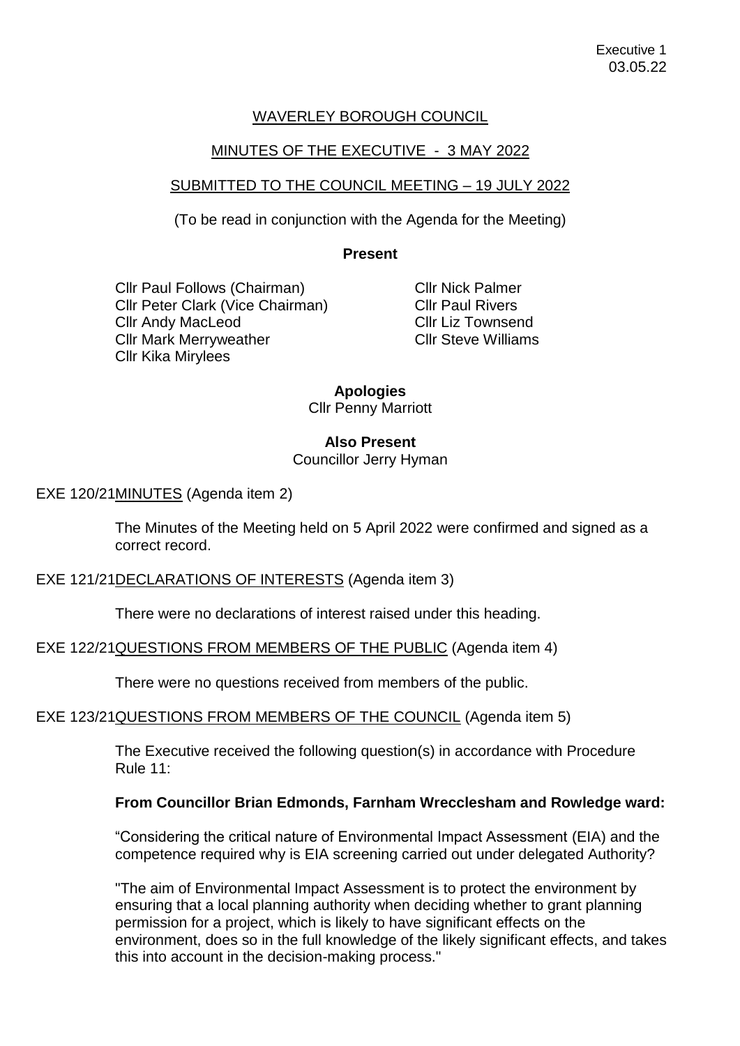# WAVERLEY BOROUGH COUNCIL

## MINUTES OF THE EXECUTIVE - 3 MAY 2022

## SUBMITTED TO THE COUNCIL MEETING – 19 JULY 2022

(To be read in conjunction with the Agenda for the Meeting)

**Present**

Cllr Paul Follows (Chairman)
Cllr Peter Clark (Vice Chairman)
Cllr Andy MacLeod
Cllr Mark Merryweather
Cllr Kika Mirylees
Cllr Nick Palmer
Cllr Paul Rivers
Cllr Liz Townsend
Cllr Steve Williams

**Apologies**
Cllr Penny Marriott

**Also Present**
Councillor Jerry Hyman

EXE 120/21 MINUTES (Agenda item 2)

The Minutes of the Meeting held on 5 April 2022 were confirmed and signed as a correct record.

EXE 121/21 DECLARATIONS OF INTERESTS (Agenda item 3)

There were no declarations of interest raised under this heading.

EXE 122/21 QUESTIONS FROM MEMBERS OF THE PUBLIC (Agenda item 4)

There were no questions received from members of the public.

EXE 123/21 QUESTIONS FROM MEMBERS OF THE COUNCIL (Agenda item 5)

The Executive received the following question(s) in accordance with Procedure Rule 11:

**From Councillor Brian Edmonds, Farnham Wrecclesham and Rowledge ward:**

"Considering the critical nature of Environmental Impact Assessment (EIA) and the competence required why is EIA screening carried out under delegated Authority?

"The aim of Environmental Impact Assessment is to protect the environment by ensuring that a local planning authority when deciding whether to grant planning permission for a project, which is likely to have significant effects on the environment, does so in the full knowledge of the likely significant effects, and takes this into account in the decision-making process."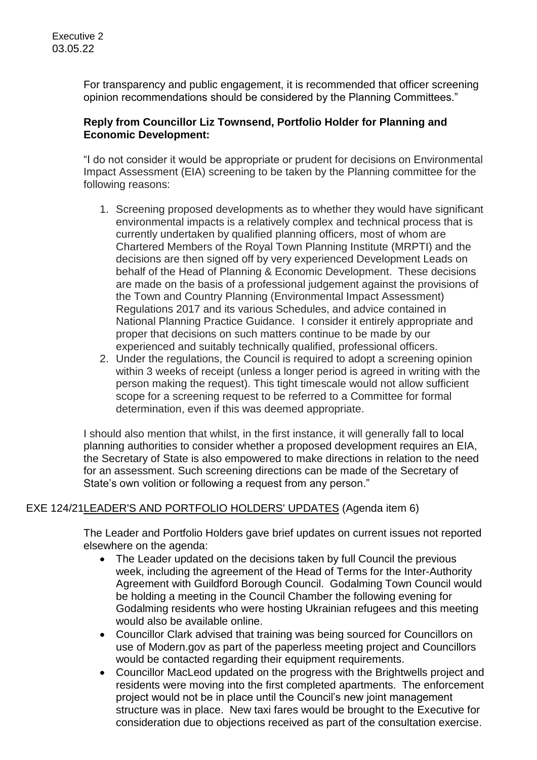For transparency and public engagement, it is recommended that officer screening opinion recommendations should be considered by the Planning Committees."

**Reply from Councillor Liz Townsend, Portfolio Holder for Planning and Economic Development:**

"I do not consider it would be appropriate or prudent for decisions on Environmental Impact Assessment (EIA) screening to be taken by the Planning committee for the following reasons:

1. Screening proposed developments as to whether they would have significant environmental impacts is a relatively complex and technical process that is currently undertaken by qualified planning officers, most of whom are Chartered Members of the Royal Town Planning Institute (MRPTI) and the decisions are then signed off by very experienced Development Leads on behalf of the Head of Planning & Economic Development. These decisions are made on the basis of a professional judgement against the provisions of the Town and Country Planning (Environmental Impact Assessment) Regulations 2017 and its various Schedules, and advice contained in National Planning Practice Guidance. I consider it entirely appropriate and proper that decisions on such matters continue to be made by our experienced and suitably technically qualified, professional officers.
2. Under the regulations, the Council is required to adopt a screening opinion within 3 weeks of receipt (unless a longer period is agreed in writing with the person making the request). This tight timescale would not allow sufficient scope for a screening request to be referred to a Committee for formal determination, even if this was deemed appropriate.

I should also mention that whilst, in the first instance, it will generally fall to local planning authorities to consider whether a proposed development requires an EIA, the Secretary of State is also empowered to make directions in relation to the need for an assessment. Such screening directions can be made of the Secretary of State's own volition or following a request from any person."

EXE 124/21 LEADER'S AND PORTFOLIO HOLDERS' UPDATES (Agenda item 6)

The Leader and Portfolio Holders gave brief updates on current issues not reported elsewhere on the agenda:

- The Leader updated on the decisions taken by full Council the previous week, including the agreement of the Head of Terms for the Inter-Authority Agreement with Guildford Borough Council. Godalming Town Council would be holding a meeting in the Council Chamber the following evening for Godalming residents who were hosting Ukrainian refugees and this meeting would also be available online.
- Councillor Clark advised that training was being sourced for Councillors on use of Modern.gov as part of the paperless meeting project and Councillors would be contacted regarding their equipment requirements.
- Councillor MacLeod updated on the progress with the Brightwells project and residents were moving into the first completed apartments. The enforcement project would not be in place until the Council's new joint management structure was in place. New taxi fares would be brought to the Executive for consideration due to objections received as part of the consultation exercise.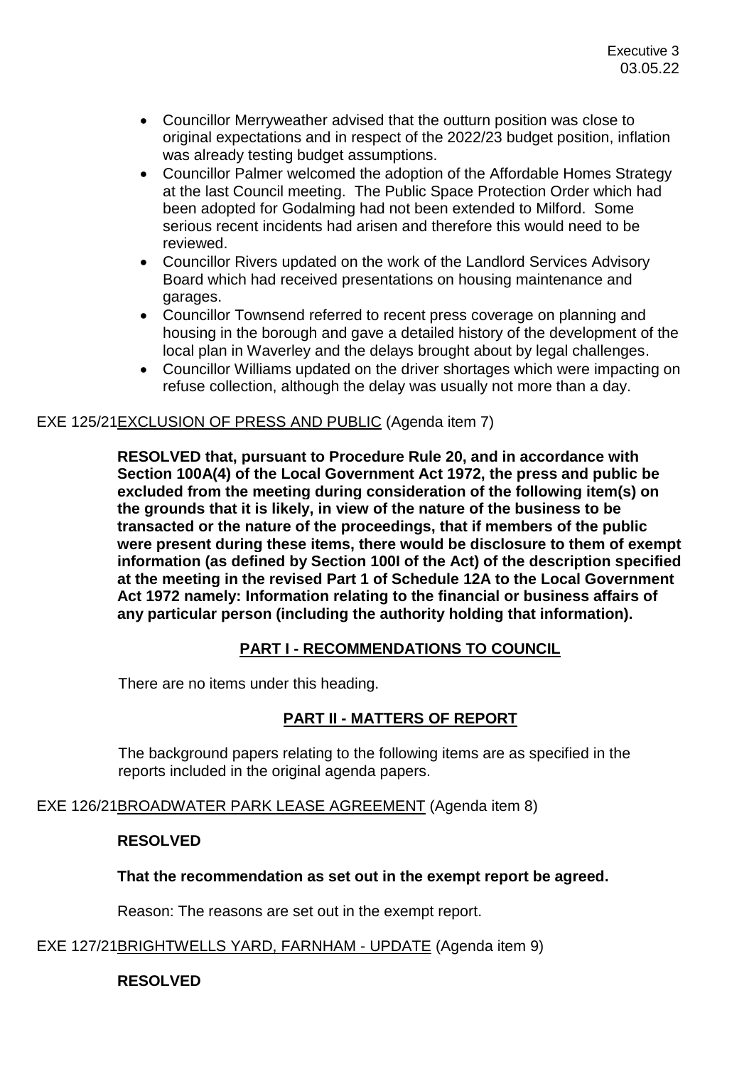- Councillor Merryweather advised that the outturn position was close to original expectations and in respect of the 2022/23 budget position, inflation was already testing budget assumptions.
- Councillor Palmer welcomed the adoption of the Affordable Homes Strategy at the last Council meeting. The Public Space Protection Order which had been adopted for Godalming had not been extended to Milford. Some serious recent incidents had arisen and therefore this would need to be reviewed.
- Councillor Rivers updated on the work of the Landlord Services Advisory Board which had received presentations on housing maintenance and garages.
- Councillor Townsend referred to recent press coverage on planning and housing in the borough and gave a detailed history of the development of the local plan in Waverley and the delays brought about by legal challenges.
- Councillor Williams updated on the driver shortages which were impacting on refuse collection, although the delay was usually not more than a day.

EXE 125/21 EXCLUSION OF PRESS AND PUBLIC (Agenda item 7)

**RESOLVED that, pursuant to Procedure Rule 20, and in accordance with Section 100A(4) of the Local Government Act 1972, the press and public be excluded from the meeting during consideration of the following item(s) on the grounds that it is likely, in view of the nature of the business to be transacted or the nature of the proceedings, that if members of the public were present during these items, there would be disclosure to them of exempt information (as defined by Section 100I of the Act) of the description specified at the meeting in the revised Part 1 of Schedule 12A to the Local Government Act 1972 namely: Information relating to the financial or business affairs of any particular person (including the authority holding that information).**

## PART I - RECOMMENDATIONS TO COUNCIL

There are no items under this heading.

## PART II - MATTERS OF REPORT

The background papers relating to the following items are as specified in the reports included in the original agenda papers.

EXE 126/21 BROADWATER PARK LEASE AGREEMENT (Agenda item 8)

**RESOLVED**

**That the recommendation as set out in the exempt report be agreed.**

Reason: The reasons are set out in the exempt report.

EXE 127/21 BRIGHTWELLS YARD, FARNHAM - UPDATE (Agenda item 9)

**RESOLVED**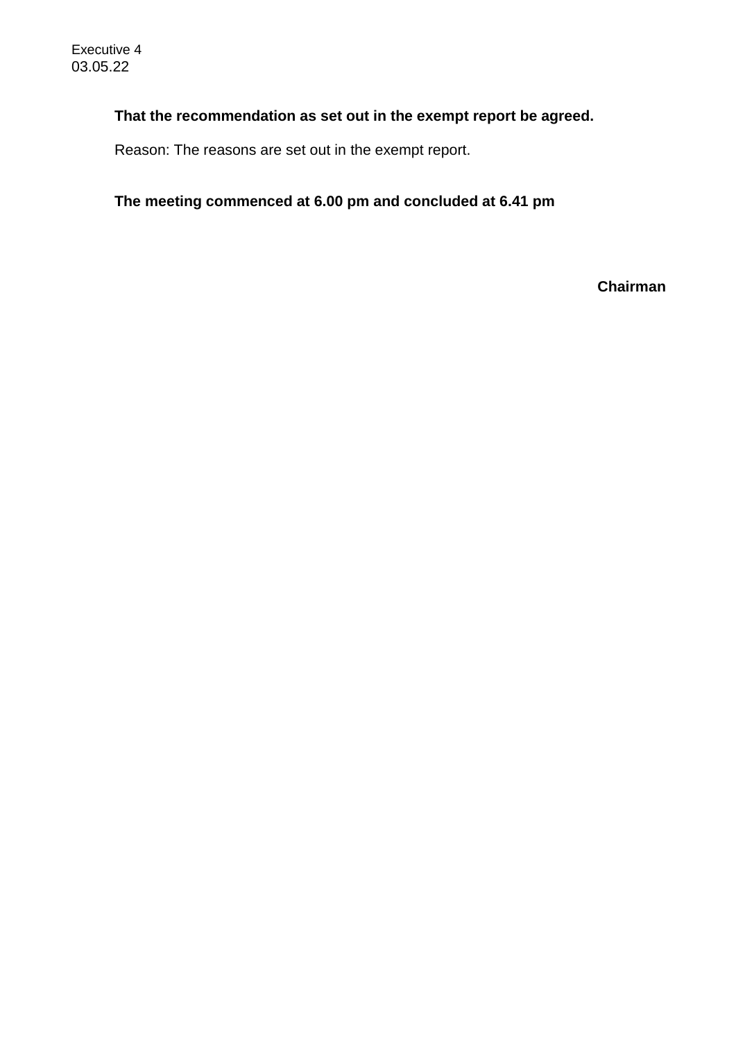**That the recommendation as set out in the exempt report be agreed.**

Reason: The reasons are set out in the exempt report.

**The meeting commenced at 6.00 pm and concluded at 6.41 pm**

**Chairman**